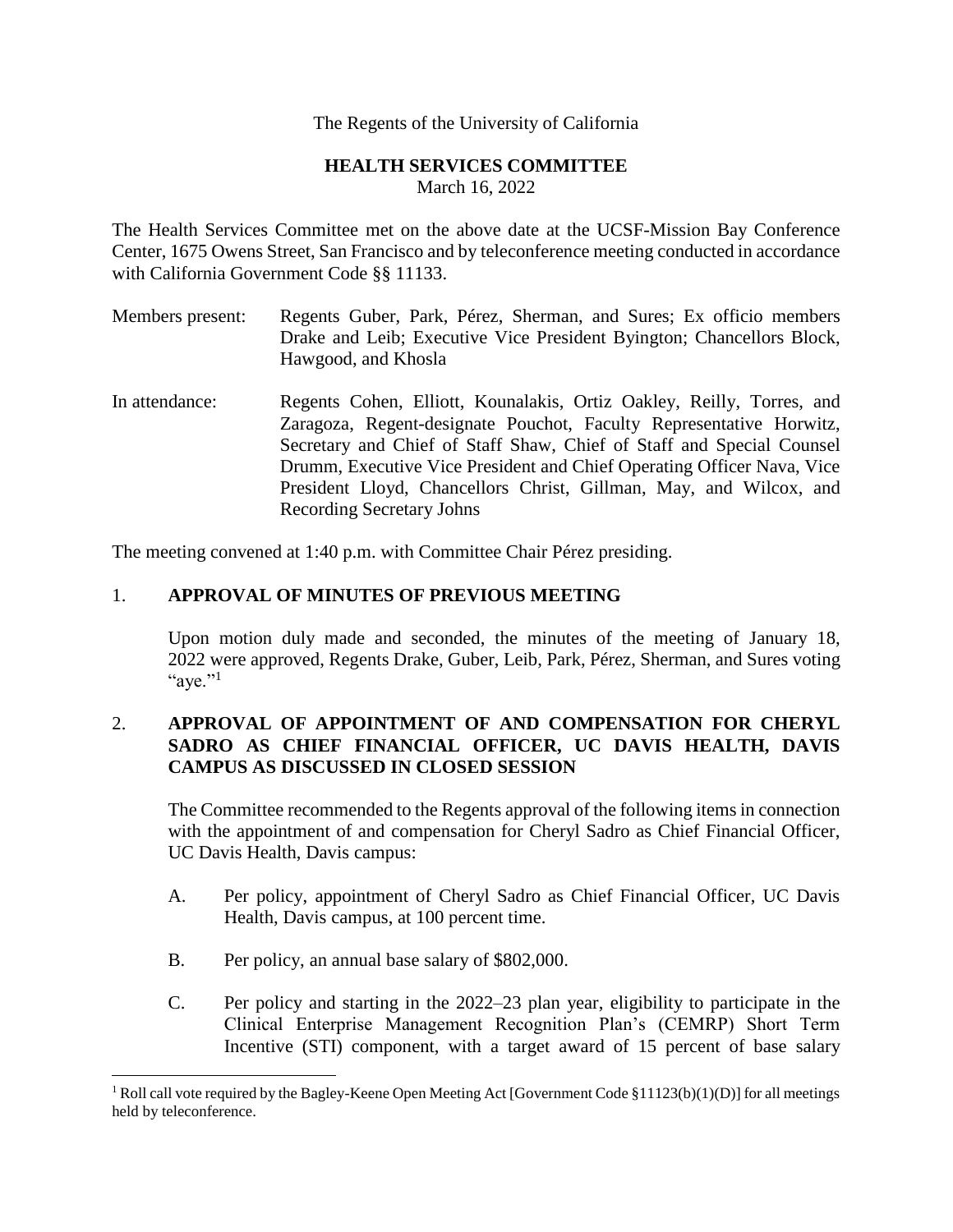The Regents of the University of California

## HEALTH SERVICES COMMITTEE

March 16, 2022

The Health Services Committee met on the above date at the UCSF-Mission Bay Conference Center, 1675 Owens Street, San Francisco and by teleconference meeting conducted in accordance with California Government Code §§ 11133.

Members present: Regents Guber, Park, Pérez, Sherman, and Sures; Ex officio members Drake and Leib; Executive Vice President Byington; Chancellors Block, Hawgood, and Khosla

In attendance: Regents Cohen, Elliott, Kounalakis, Ortiz Oakley, Reilly, Torres, and Zaragoza, Regent-designate Pouchot, Faculty Representative Horwitz, Secretary and Chief of Staff Shaw, Chief of Staff and Special Counsel Drumm, Executive Vice President and Chief Operating Officer Nava, Vice President Lloyd, Chancellors Christ, Gillman, May, and Wilcox, and Recording Secretary Johns

The meeting convened at 1:40 p.m. with Committee Chair Pérez presiding.

### 1. APPROVAL OF MINUTES OF PREVIOUS MEETING

Upon motion duly made and seconded, the minutes of the meeting of January 18, 2022 were approved, Regents Drake, Guber, Leib, Park, Pérez, Sherman, and Sures voting "aye."[1]

### 2. APPROVAL OF APPOINTMENT OF AND COMPENSATION FOR CHERYL SADRO AS CHIEF FINANCIAL OFFICER, UC DAVIS HEALTH, DAVIS CAMPUS AS DISCUSSED IN CLOSED SESSION

The Committee recommended to the Regents approval of the following items in connection with the appointment of and compensation for Cheryl Sadro as Chief Financial Officer, UC Davis Health, Davis campus:

A. Per policy, appointment of Cheryl Sadro as Chief Financial Officer, UC Davis Health, Davis campus, at 100 percent time.

B. Per policy, an annual base salary of $802,000.

C. Per policy and starting in the 2022–23 plan year, eligibility to participate in the Clinical Enterprise Management Recognition Plan's (CEMRP) Short Term Incentive (STI) component, with a target award of 15 percent of base salary

[1] Roll call vote required by the Bagley-Keene Open Meeting Act [Government Code §11123(b)(1)(D)] for all meetings held by teleconference.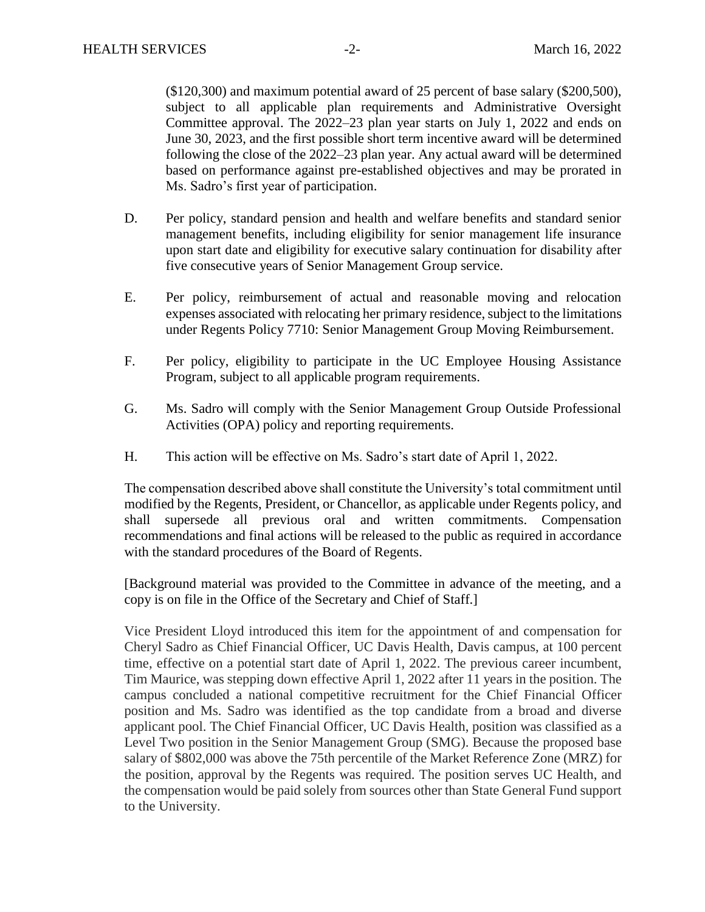($120,300) and maximum potential award of 25 percent of base salary ($200,500), subject to all applicable plan requirements and Administrative Oversight Committee approval. The 2022–23 plan year starts on July 1, 2022 and ends on June 30, 2023, and the first possible short term incentive award will be determined following the close of the 2022–23 plan year. Any actual award will be determined based on performance against pre-established objectives and may be prorated in Ms. Sadro's first year of participation.

D. Per policy, standard pension and health and welfare benefits and standard senior management benefits, including eligibility for senior management life insurance upon start date and eligibility for executive salary continuation for disability after five consecutive years of Senior Management Group service.

E. Per policy, reimbursement of actual and reasonable moving and relocation expenses associated with relocating her primary residence, subject to the limitations under Regents Policy 7710: Senior Management Group Moving Reimbursement.

F. Per policy, eligibility to participate in the UC Employee Housing Assistance Program, subject to all applicable program requirements.

G. Ms. Sadro will comply with the Senior Management Group Outside Professional Activities (OPA) policy and reporting requirements.

H. This action will be effective on Ms. Sadro's start date of April 1, 2022.

The compensation described above shall constitute the University's total commitment until modified by the Regents, President, or Chancellor, as applicable under Regents policy, and shall supersede all previous oral and written commitments. Compensation recommendations and final actions will be released to the public as required in accordance with the standard procedures of the Board of Regents.

[Background material was provided to the Committee in advance of the meeting, and a copy is on file in the Office of the Secretary and Chief of Staff.]

Vice President Lloyd introduced this item for the appointment of and compensation for Cheryl Sadro as Chief Financial Officer, UC Davis Health, Davis campus, at 100 percent time, effective on a potential start date of April 1, 2022. The previous career incumbent, Tim Maurice, was stepping down effective April 1, 2022 after 11 years in the position. The campus concluded a national competitive recruitment for the Chief Financial Officer position and Ms. Sadro was identified as the top candidate from a broad and diverse applicant pool. The Chief Financial Officer, UC Davis Health, position was classified as a Level Two position in the Senior Management Group (SMG). Because the proposed base salary of $802,000 was above the 75th percentile of the Market Reference Zone (MRZ) for the position, approval by the Regents was required. The position serves UC Health, and the compensation would be paid solely from sources other than State General Fund support to the University.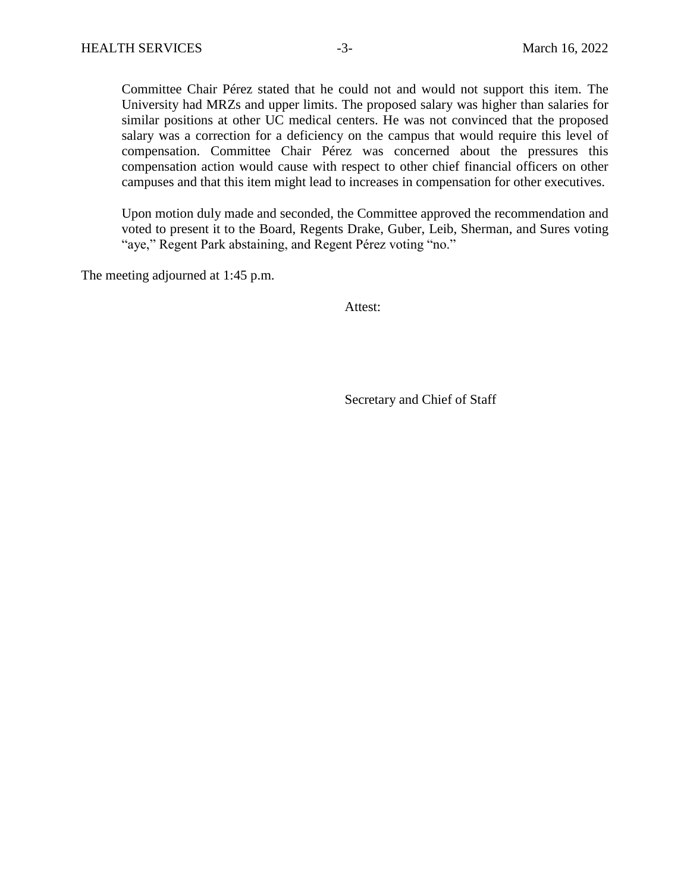Committee Chair Pérez stated that he could not and would not support this item. The University had MRZs and upper limits. The proposed salary was higher than salaries for similar positions at other UC medical centers. He was not convinced that the proposed salary was a correction for a deficiency on the campus that would require this level of compensation. Committee Chair Pérez was concerned about the pressures this compensation action would cause with respect to other chief financial officers on other campuses and that this item might lead to increases in compensation for other executives.

Upon motion duly made and seconded, the Committee approved the recommendation and voted to present it to the Board, Regents Drake, Guber, Leib, Sherman, and Sures voting "aye," Regent Park abstaining, and Regent Pérez voting "no."

The meeting adjourned at 1:45 p.m.

Attest:

Secretary and Chief of Staff